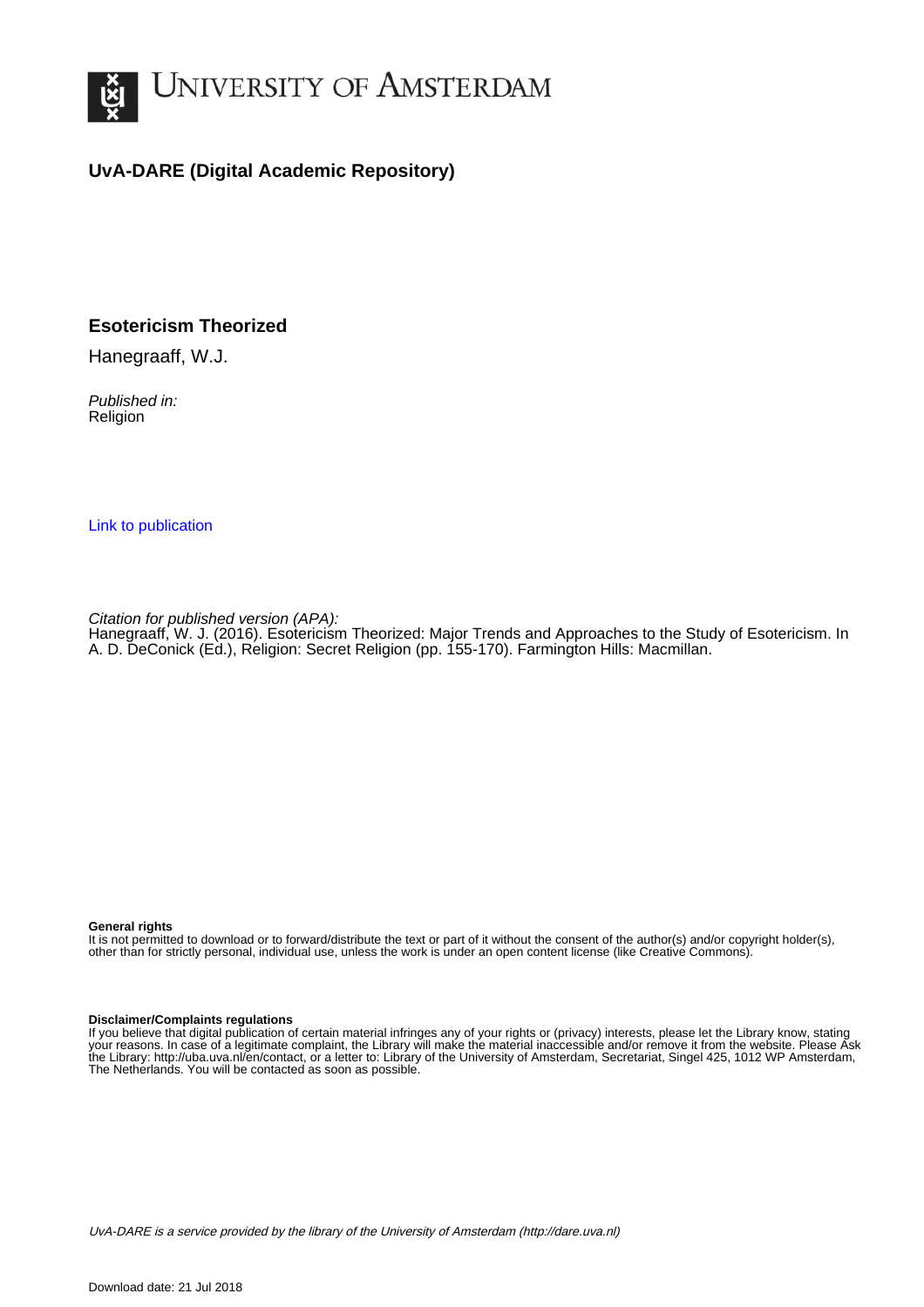# University of Amsterdam

## UvA-DARE (Digital Academic Repository)

### Esotericism Theorized

Hanegraaff, W.J.

*Published in:*
Religion

Link to publication

*Citation for published version (APA):*
Hanegraaff, W. J. (2016). Esotericism Theorized: Major Trends and Approaches to the Study of Esotericism. In A. D. DeConick (Ed.), Religion: Secret Religion (pp. 155-170). Farmington Hills: Macmillan.

**General rights**
It is not permitted to download or to forward/distribute the text or part of it without the consent of the author(s) and/or copyright holder(s), other than for strictly personal, individual use, unless the work is under an open content license (like Creative Commons).

**Disclaimer/Complaints regulations**
If you believe that digital publication of certain material infringes any of your rights or (privacy) interests, please let the Library know, stating your reasons. In case of a legitimate complaint, the Library will make the material inaccessible and/or remove it from the website. Please Ask the Library: http://uba.uva.nl/en/contact, or a letter to: Library of the University of Amsterdam, Secretariat, Singel 425, 1012 WP Amsterdam, The Netherlands. You will be contacted as soon as possible.

*UvA-DARE is a service provided by the library of the University of Amsterdam (http://dare.uva.nl)*

Download date: 21 Jul 2018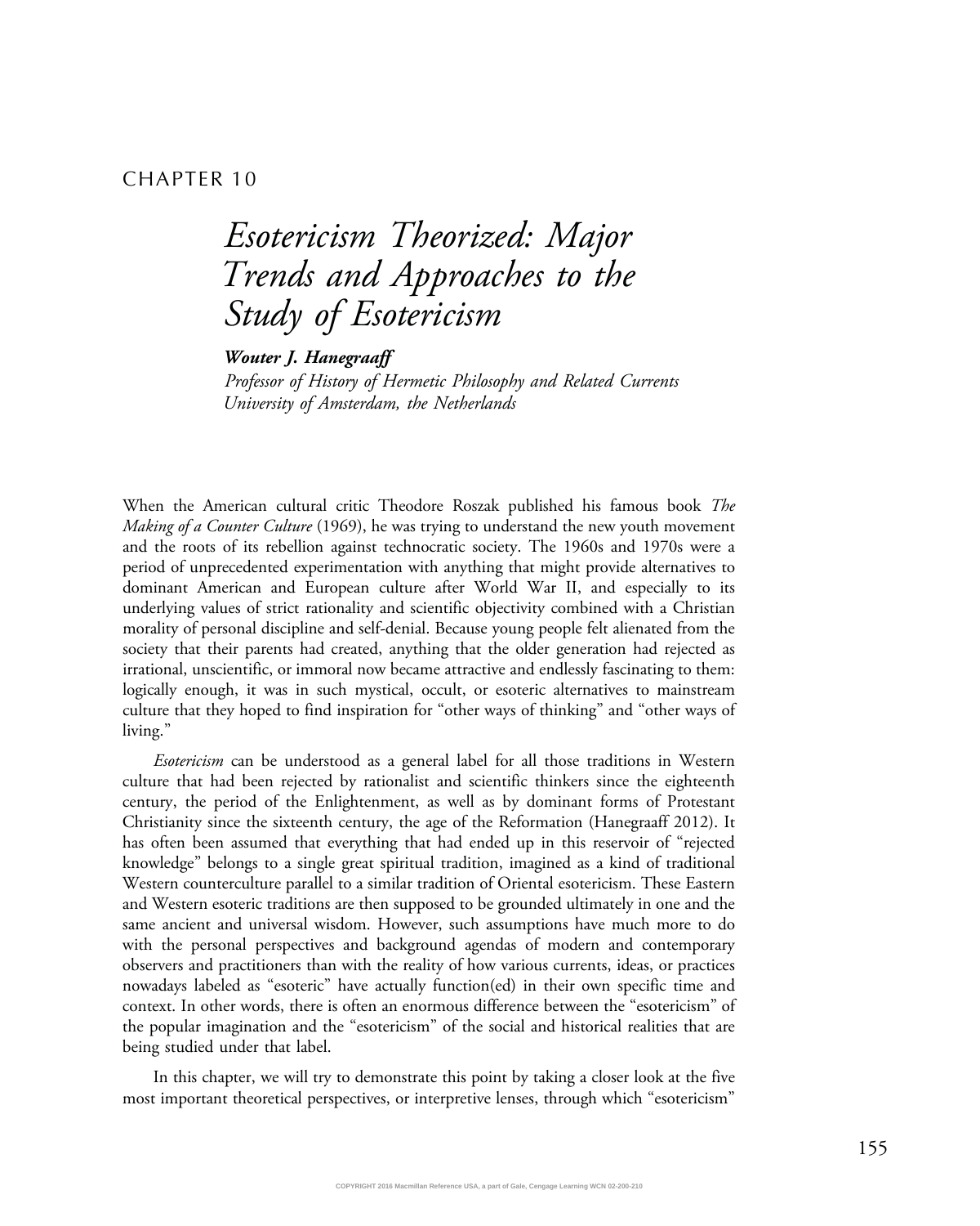CHAPTER 10

# *Esotericism Theorized: Major Trends and Approaches to the Study of Esotericism*

***Wouter J. Hanegraaff***
*Professor of History of Hermetic Philosophy and Related Currents*
*University of Amsterdam, the Netherlands*

When the American cultural critic Theodore Roszak published his famous book *The Making of a Counter Culture* (1969), he was trying to understand the new youth movement and the roots of its rebellion against technocratic society. The 1960s and 1970s were a period of unprecedented experimentation with anything that might provide alternatives to dominant American and European culture after World War II, and especially to its underlying values of strict rationality and scientific objectivity combined with a Christian morality of personal discipline and self-denial. Because young people felt alienated from the society that their parents had created, anything that the older generation had rejected as irrational, unscientific, or immoral now became attractive and endlessly fascinating to them: logically enough, it was in such mystical, occult, or esoteric alternatives to mainstream culture that they hoped to find inspiration for "other ways of thinking" and "other ways of living."

*Esotericism* can be understood as a general label for all those traditions in Western culture that had been rejected by rationalist and scientific thinkers since the eighteenth century, the period of the Enlightenment, as well as by dominant forms of Protestant Christianity since the sixteenth century, the age of the Reformation (Hanegraaff 2012). It has often been assumed that everything that had ended up in this reservoir of "rejected knowledge" belongs to a single great spiritual tradition, imagined as a kind of traditional Western counterculture parallel to a similar tradition of Oriental esotericism. These Eastern and Western esoteric traditions are then supposed to be grounded ultimately in one and the same ancient and universal wisdom. However, such assumptions have much more to do with the personal perspectives and background agendas of modern and contemporary observers and practitioners than with the reality of how various currents, ideas, or practices nowadays labeled as "esoteric" have actually function(ed) in their own specific time and context. In other words, there is often an enormous difference between the "esotericism" of the popular imagination and the "esotericism" of the social and historical realities that are being studied under that label.

In this chapter, we will try to demonstrate this point by taking a closer look at the five most important theoretical perspectives, or interpretive lenses, through which "esotericism"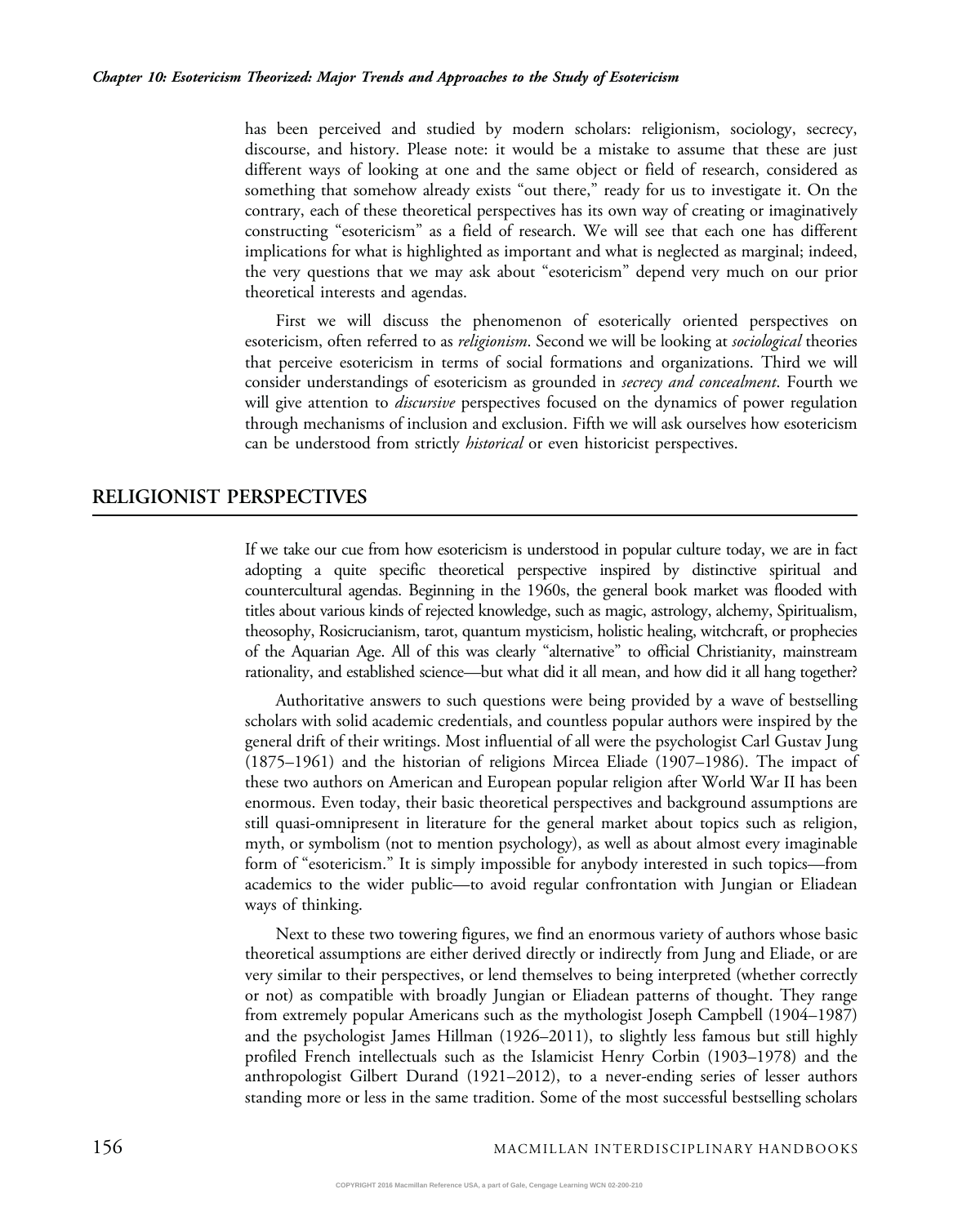has been perceived and studied by modern scholars: religionism, sociology, secrecy, discourse, and history. Please note: it would be a mistake to assume that these are just different ways of looking at one and the same object or field of research, considered as something that somehow already exists "out there," ready for us to investigate it. On the contrary, each of these theoretical perspectives has its own way of creating or imaginatively constructing "esotericism" as a field of research. We will see that each one has different implications for what is highlighted as important and what is neglected as marginal; indeed, the very questions that we may ask about "esotericism" depend very much on our prior theoretical interests and agendas.

First we will discuss the phenomenon of esoterically oriented perspectives on esotericism, often referred to as *religionism*. Second we will be looking at *sociological* theories that perceive esotericism in terms of social formations and organizations. Third we will consider understandings of esotericism as grounded in *secrecy and concealment*. Fourth we will give attention to *discursive* perspectives focused on the dynamics of power regulation through mechanisms of inclusion and exclusion. Fifth we will ask ourselves how esotericism can be understood from strictly *historical* or even historicist perspectives.

## RELIGIONIST PERSPECTIVES

If we take our cue from how esotericism is understood in popular culture today, we are in fact adopting a quite specific theoretical perspective inspired by distinctive spiritual and countercultural agendas. Beginning in the 1960s, the general book market was flooded with titles about various kinds of rejected knowledge, such as magic, astrology, alchemy, Spiritualism, theosophy, Rosicrucianism, tarot, quantum mysticism, holistic healing, witchcraft, or prophecies of the Aquarian Age. All of this was clearly "alternative" to official Christianity, mainstream rationality, and established science—but what did it all mean, and how did it all hang together?

Authoritative answers to such questions were being provided by a wave of bestselling scholars with solid academic credentials, and countless popular authors were inspired by the general drift of their writings. Most influential of all were the psychologist Carl Gustav Jung (1875–1961) and the historian of religions Mircea Eliade (1907–1986). The impact of these two authors on American and European popular religion after World War II has been enormous. Even today, their basic theoretical perspectives and background assumptions are still quasi-omnipresent in literature for the general market about topics such as religion, myth, or symbolism (not to mention psychology), as well as about almost every imaginable form of "esotericism." It is simply impossible for anybody interested in such topics—from academics to the wider public—to avoid regular confrontation with Jungian or Eliadean ways of thinking.

Next to these two towering figures, we find an enormous variety of authors whose basic theoretical assumptions are either derived directly or indirectly from Jung and Eliade, or are very similar to their perspectives, or lend themselves to being interpreted (whether correctly or not) as compatible with broadly Jungian or Eliadean patterns of thought. They range from extremely popular Americans such as the mythologist Joseph Campbell (1904–1987) and the psychologist James Hillman (1926–2011), to slightly less famous but still highly profiled French intellectuals such as the Islamicist Henry Corbin (1903–1978) and the anthropologist Gilbert Durand (1921–2012), to a never-ending series of lesser authors standing more or less in the same tradition. Some of the most successful bestselling scholars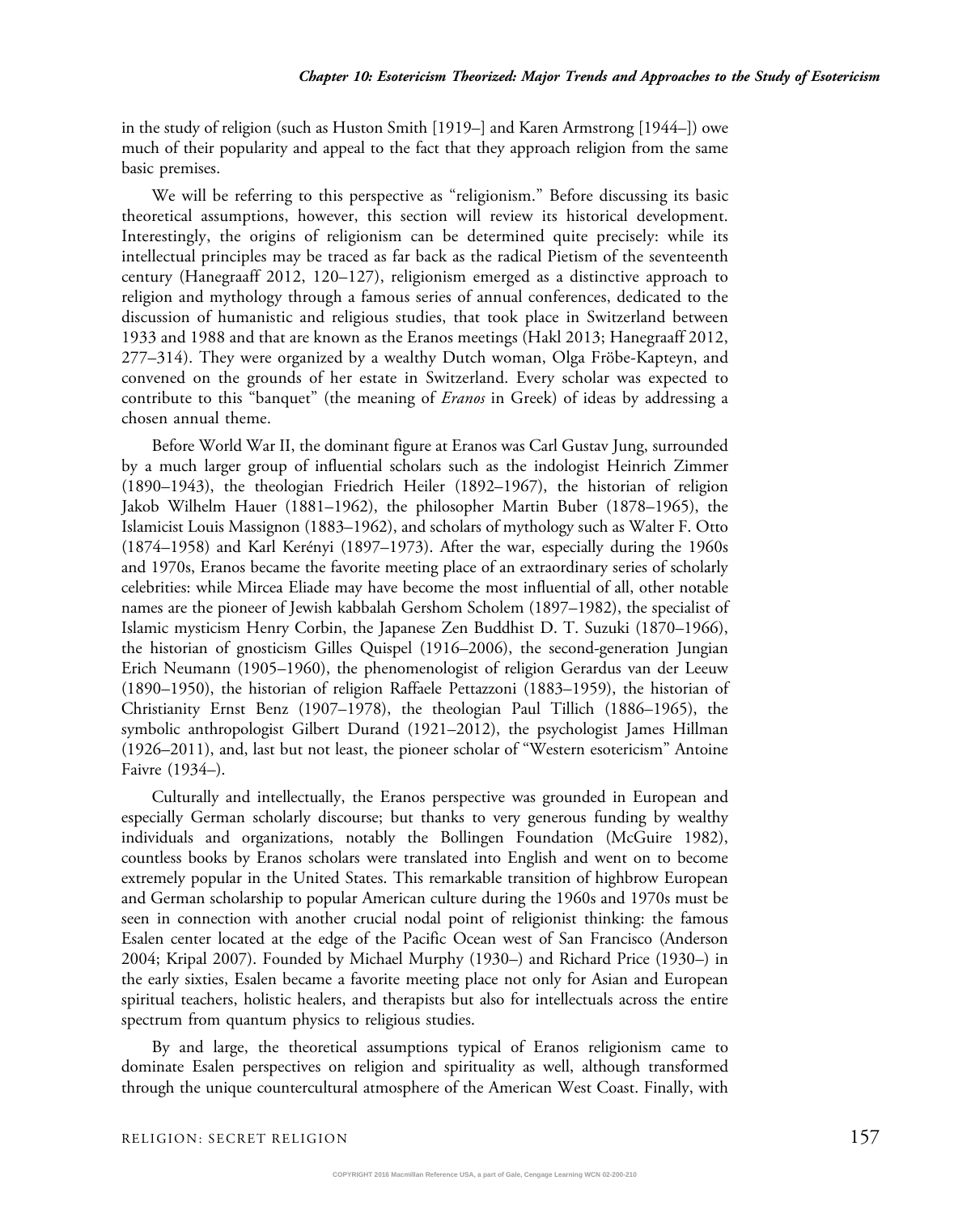in the study of religion (such as Huston Smith [1919–] and Karen Armstrong [1944–]) owe much of their popularity and appeal to the fact that they approach religion from the same basic premises.

We will be referring to this perspective as "religionism." Before discussing its basic theoretical assumptions, however, this section will review its historical development. Interestingly, the origins of religionism can be determined quite precisely: while its intellectual principles may be traced as far back as the radical Pietism of the seventeenth century (Hanegraaff 2012, 120–127), religionism emerged as a distinctive approach to religion and mythology through a famous series of annual conferences, dedicated to the discussion of humanistic and religious studies, that took place in Switzerland between 1933 and 1988 and that are known as the Eranos meetings (Hakl 2013; Hanegraaff 2012, 277–314). They were organized by a wealthy Dutch woman, Olga Fröbe-Kapteyn, and convened on the grounds of her estate in Switzerland. Every scholar was expected to contribute to this "banquet" (the meaning of *Eranos* in Greek) of ideas by addressing a chosen annual theme.

Before World War II, the dominant figure at Eranos was Carl Gustav Jung, surrounded by a much larger group of influential scholars such as the indologist Heinrich Zimmer (1890–1943), the theologian Friedrich Heiler (1892–1967), the historian of religion Jakob Wilhelm Hauer (1881–1962), the philosopher Martin Buber (1878–1965), the Islamicist Louis Massignon (1883–1962), and scholars of mythology such as Walter F. Otto (1874–1958) and Karl Kerényi (1897–1973). After the war, especially during the 1960s and 1970s, Eranos became the favorite meeting place of an extraordinary series of scholarly celebrities: while Mircea Eliade may have become the most influential of all, other notable names are the pioneer of Jewish kabbalah Gershom Scholem (1897–1982), the specialist of Islamic mysticism Henry Corbin, the Japanese Zen Buddhist D. T. Suzuki (1870–1966), the historian of gnosticism Gilles Quispel (1916–2006), the second-generation Jungian Erich Neumann (1905–1960), the phenomenologist of religion Gerardus van der Leeuw (1890–1950), the historian of religion Raffaele Pettazzoni (1883–1959), the historian of Christianity Ernst Benz (1907–1978), the theologian Paul Tillich (1886–1965), the symbolic anthropologist Gilbert Durand (1921–2012), the psychologist James Hillman (1926–2011), and, last but not least, the pioneer scholar of "Western esotericism" Antoine Faivre (1934–).

Culturally and intellectually, the Eranos perspective was grounded in European and especially German scholarly discourse; but thanks to very generous funding by wealthy individuals and organizations, notably the Bollingen Foundation (McGuire 1982), countless books by Eranos scholars were translated into English and went on to become extremely popular in the United States. This remarkable transition of highbrow European and German scholarship to popular American culture during the 1960s and 1970s must be seen in connection with another crucial nodal point of religionist thinking: the famous Esalen center located at the edge of the Pacific Ocean west of San Francisco (Anderson 2004; Kripal 2007). Founded by Michael Murphy (1930–) and Richard Price (1930–) in the early sixties, Esalen became a favorite meeting place not only for Asian and European spiritual teachers, holistic healers, and therapists but also for intellectuals across the entire spectrum from quantum physics to religious studies.

By and large, the theoretical assumptions typical of Eranos religionism came to dominate Esalen perspectives on religion and spirituality as well, although transformed through the unique countercultural atmosphere of the American West Coast. Finally, with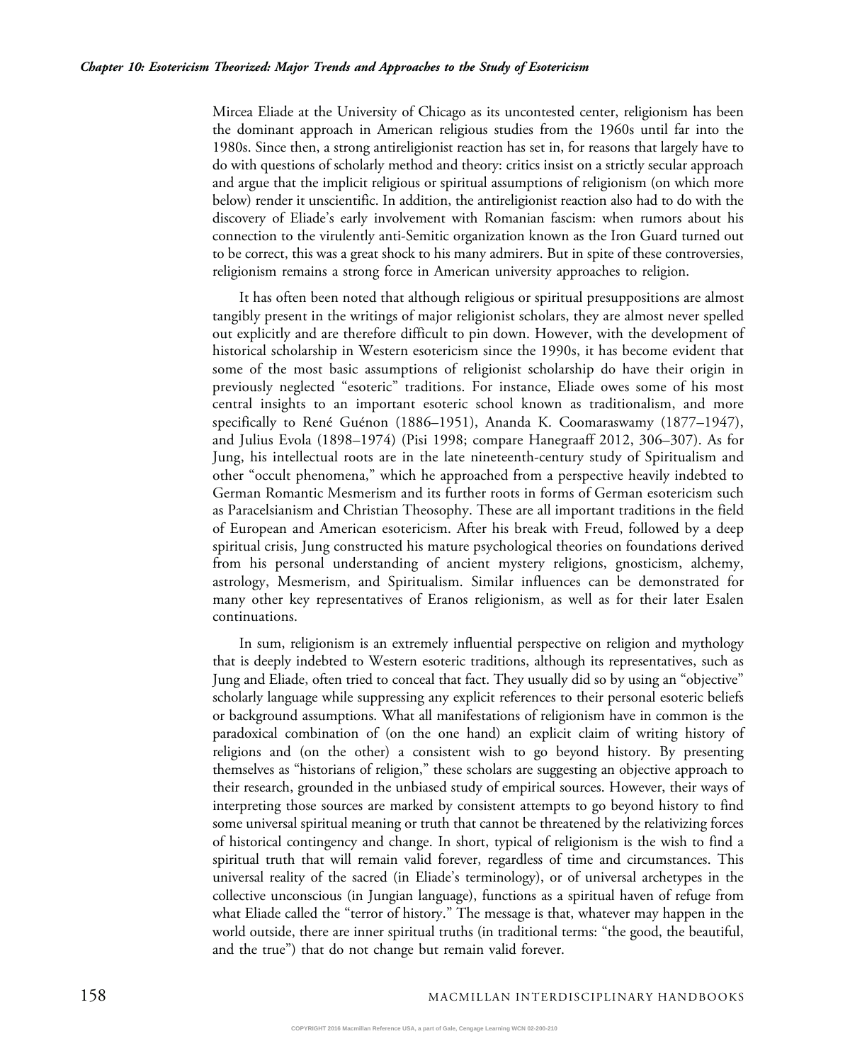Mircea Eliade at the University of Chicago as its uncontested center, religionism has been the dominant approach in American religious studies from the 1960s until far into the 1980s. Since then, a strong antireligionist reaction has set in, for reasons that largely have to do with questions of scholarly method and theory: critics insist on a strictly secular approach and argue that the implicit religious or spiritual assumptions of religionism (on which more below) render it unscientific. In addition, the antireligionist reaction also had to do with the discovery of Eliade's early involvement with Romanian fascism: when rumors about his connection to the virulently anti-Semitic organization known as the Iron Guard turned out to be correct, this was a great shock to his many admirers. But in spite of these controversies, religionism remains a strong force in American university approaches to religion.

It has often been noted that although religious or spiritual presuppositions are almost tangibly present in the writings of major religionist scholars, they are almost never spelled out explicitly and are therefore difficult to pin down. However, with the development of historical scholarship in Western esotericism since the 1990s, it has become evident that some of the most basic assumptions of religionist scholarship do have their origin in previously neglected "esoteric" traditions. For instance, Eliade owes some of his most central insights to an important esoteric school known as traditionalism, and more specifically to René Guénon (1886–1951), Ananda K. Coomaraswamy (1877–1947), and Julius Evola (1898–1974) (Pisi 1998; compare Hanegraaff 2012, 306–307). As for Jung, his intellectual roots are in the late nineteenth-century study of Spiritualism and other "occult phenomena," which he approached from a perspective heavily indebted to German Romantic Mesmerism and its further roots in forms of German esotericism such as Paracelsianism and Christian Theosophy. These are all important traditions in the field of European and American esotericism. After his break with Freud, followed by a deep spiritual crisis, Jung constructed his mature psychological theories on foundations derived from his personal understanding of ancient mystery religions, gnosticism, alchemy, astrology, Mesmerism, and Spiritualism. Similar influences can be demonstrated for many other key representatives of Eranos religionism, as well as for their later Esalen continuations.

In sum, religionism is an extremely influential perspective on religion and mythology that is deeply indebted to Western esoteric traditions, although its representatives, such as Jung and Eliade, often tried to conceal that fact. They usually did so by using an "objective" scholarly language while suppressing any explicit references to their personal esoteric beliefs or background assumptions. What all manifestations of religionism have in common is the paradoxical combination of (on the one hand) an explicit claim of writing history of religions and (on the other) a consistent wish to go beyond history. By presenting themselves as "historians of religion," these scholars are suggesting an objective approach to their research, grounded in the unbiased study of empirical sources. However, their ways of interpreting those sources are marked by consistent attempts to go beyond history to find some universal spiritual meaning or truth that cannot be threatened by the relativizing forces of historical contingency and change. In short, typical of religionism is the wish to find a spiritual truth that will remain valid forever, regardless of time and circumstances. This universal reality of the sacred (in Eliade's terminology), or of universal archetypes in the collective unconscious (in Jungian language), functions as a spiritual haven of refuge from what Eliade called the "terror of history." The message is that, whatever may happen in the world outside, there are inner spiritual truths (in traditional terms: "the good, the beautiful, and the true") that do not change but remain valid forever.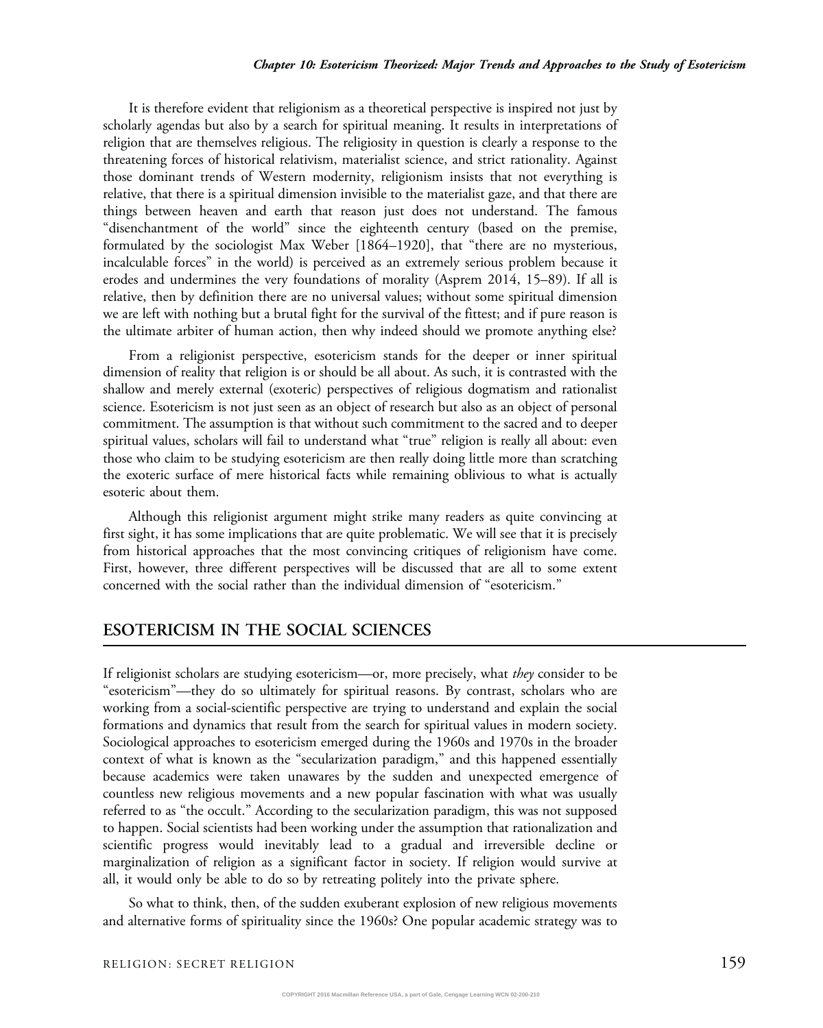It is therefore evident that religionism as a theoretical perspective is inspired not just by scholarly agendas but also by a search for spiritual meaning. It results in interpretations of religion that are themselves religious. The religiosity in question is clearly a response to the threatening forces of historical relativism, materialist science, and strict rationality. Against those dominant trends of Western modernity, religionism insists that not everything is relative, that there is a spiritual dimension invisible to the materialist gaze, and that there are things between heaven and earth that reason just does not understand. The famous "disenchantment of the world" since the eighteenth century (based on the premise, formulated by the sociologist Max Weber [1864–1920], that "there are no mysterious, incalculable forces" in the world) is perceived as an extremely serious problem because it erodes and undermines the very foundations of morality (Asprem 2014, 15–89). If all is relative, then by definition there are no universal values; without some spiritual dimension we are left with nothing but a brutal fight for the survival of the fittest; and if pure reason is the ultimate arbiter of human action, then why indeed should we promote anything else?

From a religionist perspective, esotericism stands for the deeper or inner spiritual dimension of reality that religion is or should be all about. As such, it is contrasted with the shallow and merely external (exoteric) perspectives of religious dogmatism and rationalist science. Esotericism is not just seen as an object of research but also as an object of personal commitment. The assumption is that without such commitment to the sacred and to deeper spiritual values, scholars will fail to understand what "true" religion is really all about: even those who claim to be studying esotericism are then really doing little more than scratching the exoteric surface of mere historical facts while remaining oblivious to what is actually esoteric about them.

Although this religionist argument might strike many readers as quite convincing at first sight, it has some implications that are quite problematic. We will see that it is precisely from historical approaches that the most convincing critiques of religionism have come. First, however, three different perspectives will be discussed that are all to some extent concerned with the social rather than the individual dimension of "esotericism."

## ESOTERICISM IN THE SOCIAL SCIENCES

If religionist scholars are studying esotericism—or, more precisely, what *they* consider to be "esotericism"—they do so ultimately for spiritual reasons. By contrast, scholars who are working from a social-scientific perspective are trying to understand and explain the social formations and dynamics that result from the search for spiritual values in modern society. Sociological approaches to esotericism emerged during the 1960s and 1970s in the broader context of what is known as the "secularization paradigm," and this happened essentially because academics were taken unawares by the sudden and unexpected emergence of countless new religious movements and a new popular fascination with what was usually referred to as "the occult." According to the secularization paradigm, this was not supposed to happen. Social scientists had been working under the assumption that rationalization and scientific progress would inevitably lead to a gradual and irreversible decline or marginalization of religion as a significant factor in society. If religion would survive at all, it would only be able to do so by retreating politely into the private sphere.

So what to think, then, of the sudden exuberant explosion of new religious movements and alternative forms of spirituality since the 1960s? One popular academic strategy was to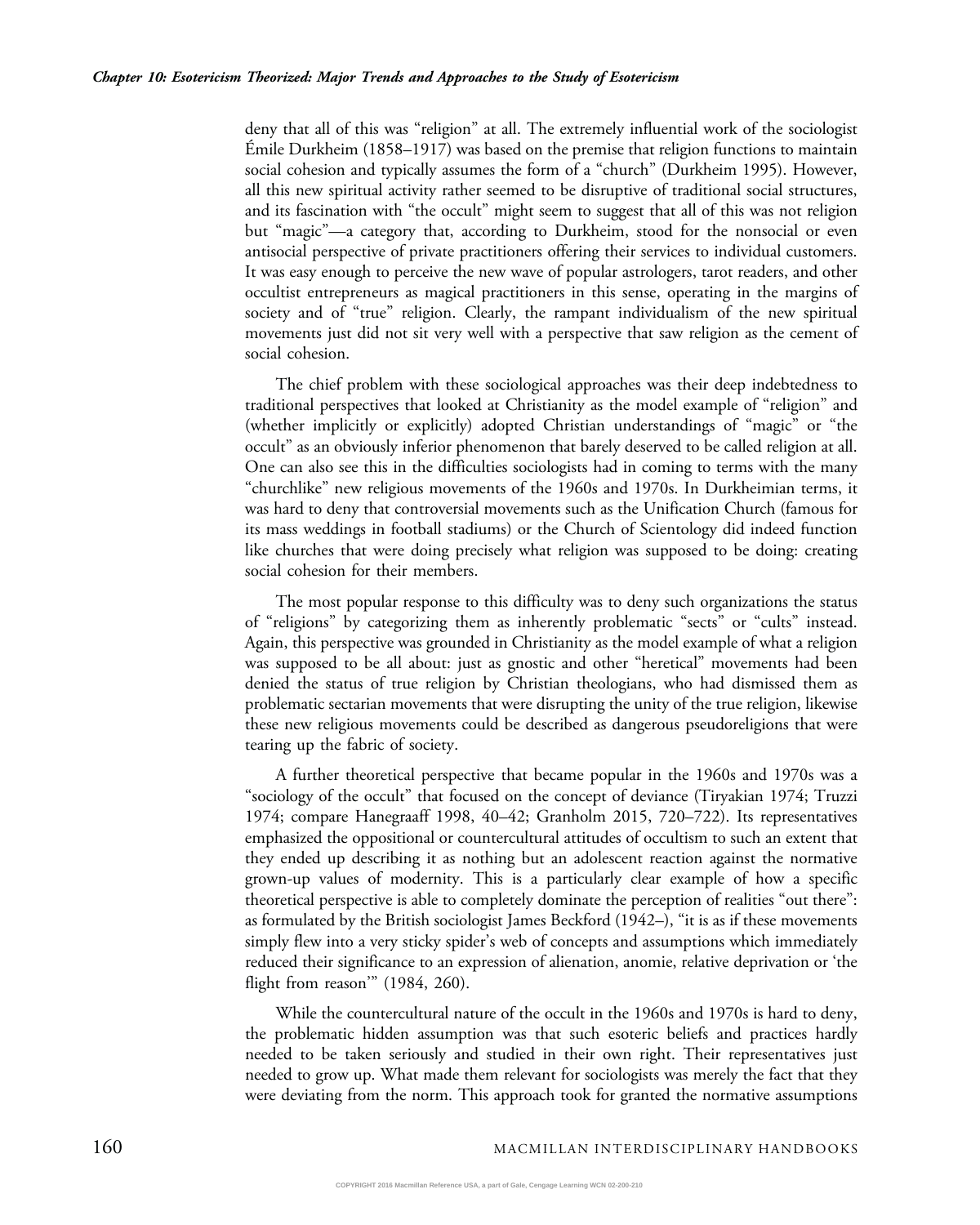deny that all of this was “religion” at all. The extremely influential work of the sociologist Émile Durkheim (1858–1917) was based on the premise that religion functions to maintain social cohesion and typically assumes the form of a “church” (Durkheim 1995). However, all this new spiritual activity rather seemed to be disruptive of traditional social structures, and its fascination with “the occult” might seem to suggest that all of this was not religion but “magic”—a category that, according to Durkheim, stood for the nonsocial or even antisocial perspective of private practitioners offering their services to individual customers. It was easy enough to perceive the new wave of popular astrologers, tarot readers, and other occultist entrepreneurs as magical practitioners in this sense, operating in the margins of society and of “true” religion. Clearly, the rampant individualism of the new spiritual movements just did not sit very well with a perspective that saw religion as the cement of social cohesion.

The chief problem with these sociological approaches was their deep indebtedness to traditional perspectives that looked at Christianity as the model example of “religion” and (whether implicitly or explicitly) adopted Christian understandings of “magic” or “the occult” as an obviously inferior phenomenon that barely deserved to be called religion at all. One can also see this in the difficulties sociologists had in coming to terms with the many “churchlike” new religious movements of the 1960s and 1970s. In Durkheimian terms, it was hard to deny that controversial movements such as the Unification Church (famous for its mass weddings in football stadiums) or the Church of Scientology did indeed function like churches that were doing precisely what religion was supposed to be doing: creating social cohesion for their members.

The most popular response to this difficulty was to deny such organizations the status of “religions” by categorizing them as inherently problematic “sects” or “cults” instead. Again, this perspective was grounded in Christianity as the model example of what a religion was supposed to be all about: just as gnostic and other “heretical” movements had been denied the status of true religion by Christian theologians, who had dismissed them as problematic sectarian movements that were disrupting the unity of the true religion, likewise these new religious movements could be described as dangerous pseudoreligions that were tearing up the fabric of society.

A further theoretical perspective that became popular in the 1960s and 1970s was a “sociology of the occult” that focused on the concept of deviance (Tiryakian 1974; Truzzi 1974; compare Hanegraaff 1998, 40–42; Granholm 2015, 720–722). Its representatives emphasized the oppositional or countercultural attitudes of occultism to such an extent that they ended up describing it as nothing but an adolescent reaction against the normative grown-up values of modernity. This is a particularly clear example of how a specific theoretical perspective is able to completely dominate the perception of realities “out there”: as formulated by the British sociologist James Beckford (1942–), “it is as if these movements simply flew into a very sticky spider’s web of concepts and assumptions which immediately reduced their significance to an expression of alienation, anomie, relative deprivation or ‘the flight from reason’” (1984, 260).

While the countercultural nature of the occult in the 1960s and 1970s is hard to deny, the problematic hidden assumption was that such esoteric beliefs and practices hardly needed to be taken seriously and studied in their own right. Their representatives just needed to grow up. What made them relevant for sociologists was merely the fact that they were deviating from the norm. This approach took for granted the normative assumptions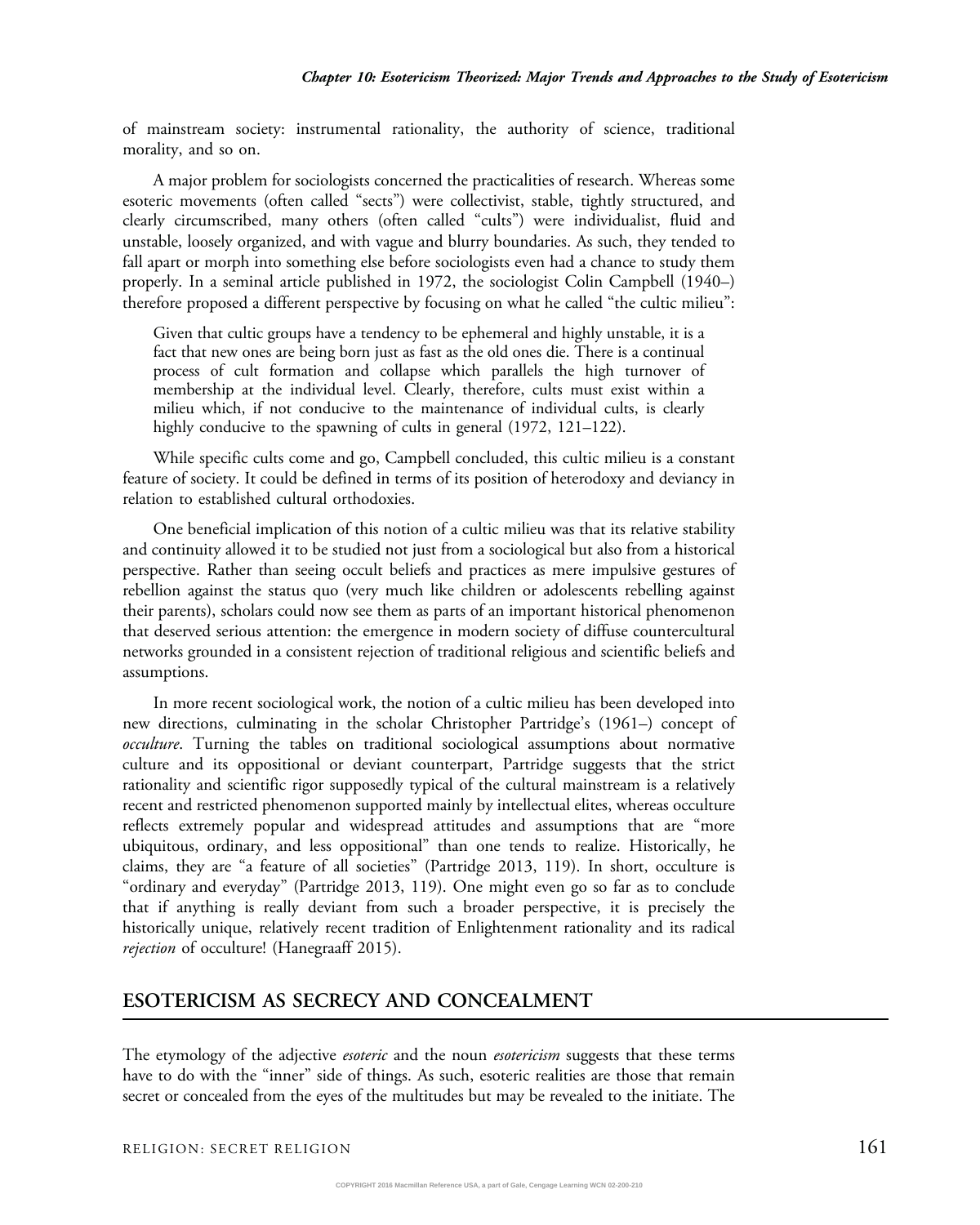of mainstream society: instrumental rationality, the authority of science, traditional morality, and so on.

A major problem for sociologists concerned the practicalities of research. Whereas some esoteric movements (often called "sects") were collectivist, stable, tightly structured, and clearly circumscribed, many others (often called "cults") were individualist, fluid and unstable, loosely organized, and with vague and blurry boundaries. As such, they tended to fall apart or morph into something else before sociologists even had a chance to study them properly. In a seminal article published in 1972, the sociologist Colin Campbell (1940–) therefore proposed a different perspective by focusing on what he called "the cultic milieu":

> Given that cultic groups have a tendency to be ephemeral and highly unstable, it is a fact that new ones are being born just as fast as the old ones die. There is a continual process of cult formation and collapse which parallels the high turnover of membership at the individual level. Clearly, therefore, cults must exist within a milieu which, if not conducive to the maintenance of individual cults, is clearly highly conducive to the spawning of cults in general (1972, 121–122).

While specific cults come and go, Campbell concluded, this cultic milieu is a constant feature of society. It could be defined in terms of its position of heterodoxy and deviancy in relation to established cultural orthodoxies.

One beneficial implication of this notion of a cultic milieu was that its relative stability and continuity allowed it to be studied not just from a sociological but also from a historical perspective. Rather than seeing occult beliefs and practices as mere impulsive gestures of rebellion against the status quo (very much like children or adolescents rebelling against their parents), scholars could now see them as parts of an important historical phenomenon that deserved serious attention: the emergence in modern society of diffuse countercultural networks grounded in a consistent rejection of traditional religious and scientific beliefs and assumptions.

In more recent sociological work, the notion of a cultic milieu has been developed into new directions, culminating in the scholar Christopher Partridge's (1961–) concept of *occulture*. Turning the tables on traditional sociological assumptions about normative culture and its oppositional or deviant counterpart, Partridge suggests that the strict rationality and scientific rigor supposedly typical of the cultural mainstream is a relatively recent and restricted phenomenon supported mainly by intellectual elites, whereas occulture reflects extremely popular and widespread attitudes and assumptions that are "more ubiquitous, ordinary, and less oppositional" than one tends to realize. Historically, he claims, they are "a feature of all societies" (Partridge 2013, 119). In short, occulture is "ordinary and everyday" (Partridge 2013, 119). One might even go so far as to conclude that if anything is really deviant from such a broader perspective, it is precisely the historically unique, relatively recent tradition of Enlightenment rationality and its radical *rejection* of occulture! (Hanegraaff 2015).

## ESOTERICISM AS SECRECY AND CONCEALMENT

The etymology of the adjective *esoteric* and the noun *esotericism* suggests that these terms have to do with the "inner" side of things. As such, esoteric realities are those that remain secret or concealed from the eyes of the multitudes but may be revealed to the initiate. The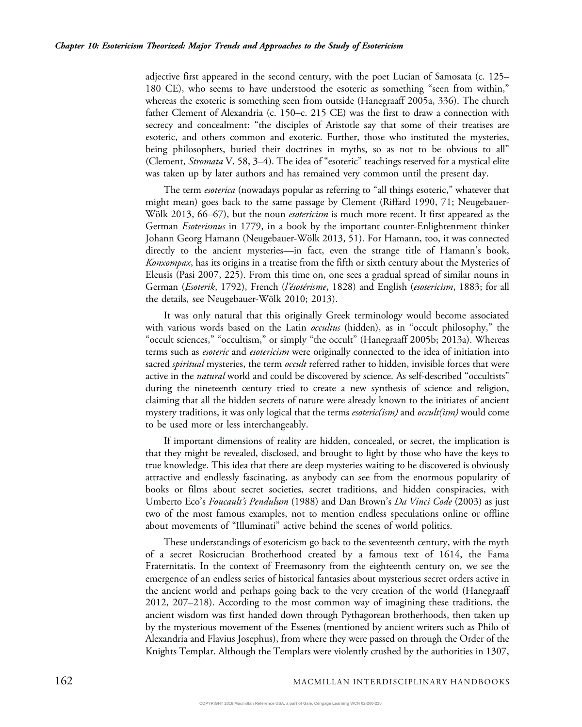adjective first appeared in the second century, with the poet Lucian of Samosata (c. 125–180 CE), who seems to have understood the esoteric as something "seen from within," whereas the exoteric is something seen from outside (Hanegraaff 2005a, 336). The church father Clement of Alexandria (c. 150–c. 215 CE) was the first to draw a connection with secrecy and concealment: "the disciples of Aristotle say that some of their treatises are esoteric, and others common and exoteric. Further, those who instituted the mysteries, being philosophers, buried their doctrines in myths, so as not to be obvious to all" (Clement, *Stromata* V, 58, 3–4). The idea of "esoteric" teachings reserved for a mystical elite was taken up by later authors and has remained very common until the present day.

The term *esoterica* (nowadays popular as referring to "all things esoteric," whatever that might mean) goes back to the same passage by Clement (Riffard 1990, 71; Neugebauer-Wölk 2013, 66–67), but the noun *esotericism* is much more recent. It first appeared as the German *Esoterismus* in 1779, in a book by the important counter-Enlightenment thinker Johann Georg Hamann (Neugebauer-Wölk 2013, 51). For Hamann, too, it was connected directly to the ancient mysteries—in fact, even the strange title of Hamann's book, *Konxompax*, has its origins in a treatise from the fifth or sixth century about the Mysteries of Eleusis (Pasi 2007, 225). From this time on, one sees a gradual spread of similar nouns in German (*Esoterik*, 1792), French (*l'ésotérisme*, 1828) and English (*esotericism*, 1883; for all the details, see Neugebauer-Wölk 2010; 2013).

It was only natural that this originally Greek terminology would become associated with various words based on the Latin *occultus* (hidden), as in "occult philosophy," the "occult sciences," "occultism," or simply "the occult" (Hanegraaff 2005b; 2013a). Whereas terms such as *esoteric* and *esotericism* were originally connected to the idea of initiation into sacred *spiritual* mysteries, the term *occult* referred rather to hidden, invisible forces that were active in the *natural* world and could be discovered by science. As self-described "occultists" during the nineteenth century tried to create a new synthesis of science and religion, claiming that all the hidden secrets of nature were already known to the initiates of ancient mystery traditions, it was only logical that the terms *esoteric(ism)* and *occult(ism)* would come to be used more or less interchangeably.

If important dimensions of reality are hidden, concealed, or secret, the implication is that they might be revealed, disclosed, and brought to light by those who have the keys to true knowledge. This idea that there are deep mysteries waiting to be discovered is obviously attractive and endlessly fascinating, as anybody can see from the enormous popularity of books or films about secret societies, secret traditions, and hidden conspiracies, with Umberto Eco's *Foucault's Pendulum* (1988) and Dan Brown's *Da Vinci Code* (2003) as just two of the most famous examples, not to mention endless speculations online or offline about movements of "Illuminati" active behind the scenes of world politics.

These understandings of esotericism go back to the seventeenth century, with the myth of a secret Rosicrucian Brotherhood created by a famous text of 1614, the Fama Fraternitatis. In the context of Freemasonry from the eighteenth century on, we see the emergence of an endless series of historical fantasies about mysterious secret orders active in the ancient world and perhaps going back to the very creation of the world (Hanegraaff 2012, 207–218). According to the most common way of imagining these traditions, the ancient wisdom was first handed down through Pythagorean brotherhoods, then taken up by the mysterious movement of the Essenes (mentioned by ancient writers such as Philo of Alexandria and Flavius Josephus), from where they were passed on through the Order of the Knights Templar. Although the Templars were violently crushed by the authorities in 1307,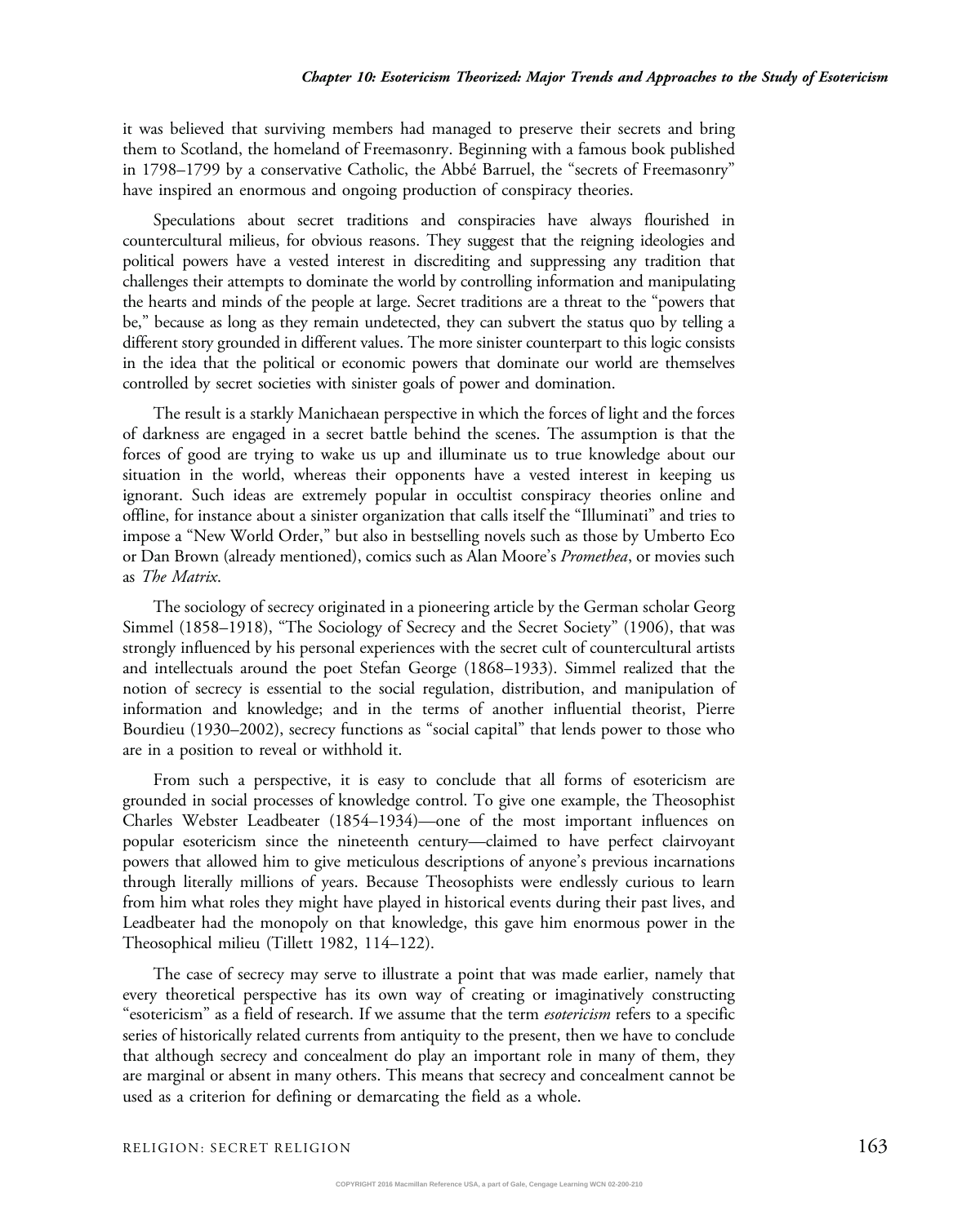it was believed that surviving members had managed to preserve their secrets and bring them to Scotland, the homeland of Freemasonry. Beginning with a famous book published in 1798–1799 by a conservative Catholic, the Abbé Barruel, the "secrets of Freemasonry" have inspired an enormous and ongoing production of conspiracy theories.

Speculations about secret traditions and conspiracies have always flourished in countercultural milieus, for obvious reasons. They suggest that the reigning ideologies and political powers have a vested interest in discrediting and suppressing any tradition that challenges their attempts to dominate the world by controlling information and manipulating the hearts and minds of the people at large. Secret traditions are a threat to the "powers that be," because as long as they remain undetected, they can subvert the status quo by telling a different story grounded in different values. The more sinister counterpart to this logic consists in the idea that the political or economic powers that dominate our world are themselves controlled by secret societies with sinister goals of power and domination.

The result is a starkly Manichaean perspective in which the forces of light and the forces of darkness are engaged in a secret battle behind the scenes. The assumption is that the forces of good are trying to wake us up and illuminate us to true knowledge about our situation in the world, whereas their opponents have a vested interest in keeping us ignorant. Such ideas are extremely popular in occultist conspiracy theories online and offline, for instance about a sinister organization that calls itself the "Illuminati" and tries to impose a "New World Order," but also in bestselling novels such as those by Umberto Eco or Dan Brown (already mentioned), comics such as Alan Moore's *Promethea*, or movies such as *The Matrix*.

The sociology of secrecy originated in a pioneering article by the German scholar Georg Simmel (1858–1918), "The Sociology of Secrecy and the Secret Society" (1906), that was strongly influenced by his personal experiences with the secret cult of countercultural artists and intellectuals around the poet Stefan George (1868–1933). Simmel realized that the notion of secrecy is essential to the social regulation, distribution, and manipulation of information and knowledge; and in the terms of another influential theorist, Pierre Bourdieu (1930–2002), secrecy functions as "social capital" that lends power to those who are in a position to reveal or withhold it.

From such a perspective, it is easy to conclude that all forms of esotericism are grounded in social processes of knowledge control. To give one example, the Theosophist Charles Webster Leadbeater (1854–1934)—one of the most important influences on popular esotericism since the nineteenth century—claimed to have perfect clairvoyant powers that allowed him to give meticulous descriptions of anyone's previous incarnations through literally millions of years. Because Theosophists were endlessly curious to learn from him what roles they might have played in historical events during their past lives, and Leadbeater had the monopoly on that knowledge, this gave him enormous power in the Theosophical milieu (Tillett 1982, 114–122).

The case of secrecy may serve to illustrate a point that was made earlier, namely that every theoretical perspective has its own way of creating or imaginatively constructing "esotericism" as a field of research. If we assume that the term *esotericism* refers to a specific series of historically related currents from antiquity to the present, then we have to conclude that although secrecy and concealment do play an important role in many of them, they are marginal or absent in many others. This means that secrecy and concealment cannot be used as a criterion for defining or demarcating the field as a whole.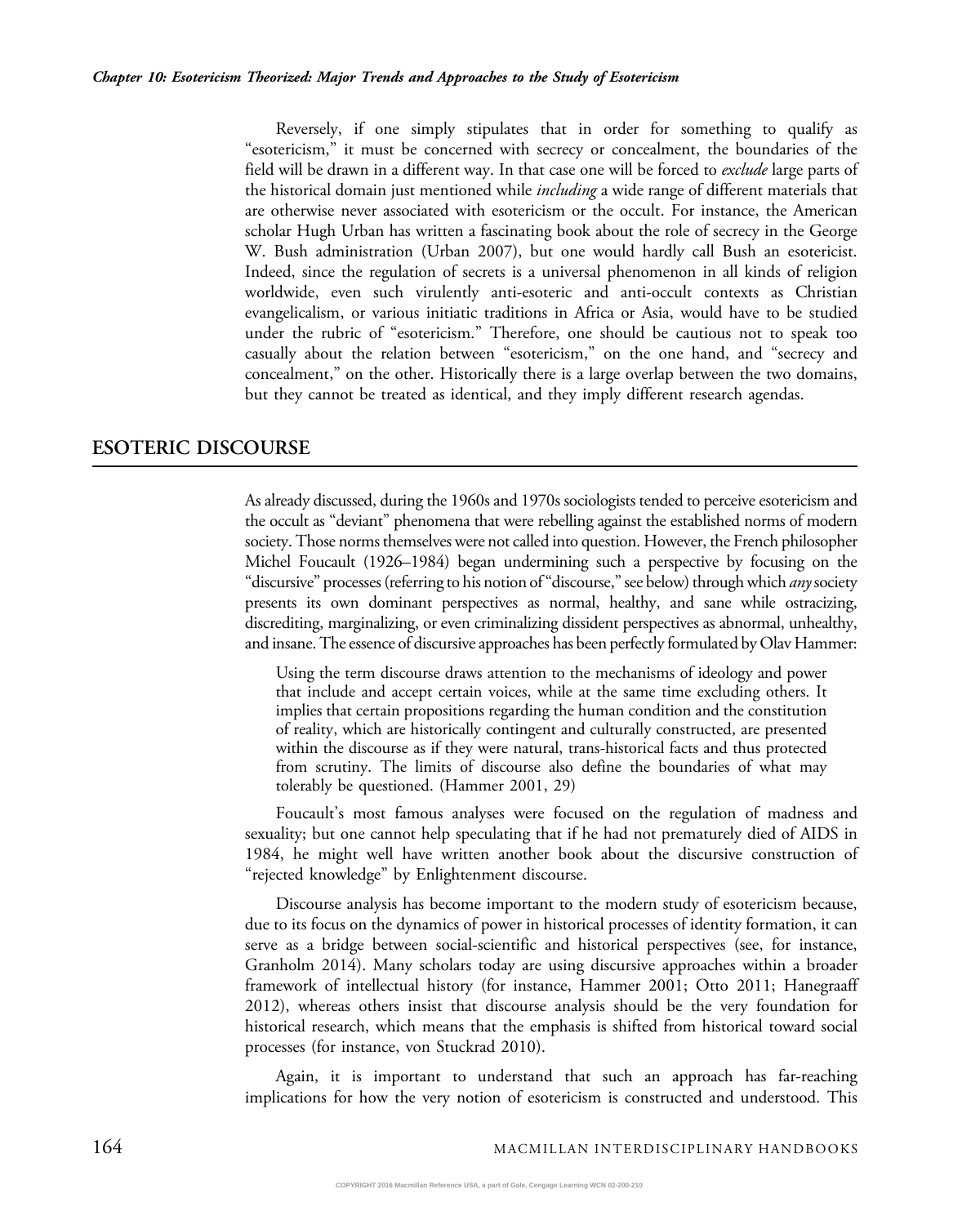Reversely, if one simply stipulates that in order for something to qualify as "esotericism," it must be concerned with secrecy or concealment, the boundaries of the field will be drawn in a different way. In that case one will be forced to *exclude* large parts of the historical domain just mentioned while *including* a wide range of different materials that are otherwise never associated with esotericism or the occult. For instance, the American scholar Hugh Urban has written a fascinating book about the role of secrecy in the George W. Bush administration (Urban 2007), but one would hardly call Bush an esotericist. Indeed, since the regulation of secrets is a universal phenomenon in all kinds of religion worldwide, even such virulently anti-esoteric and anti-occult contexts as Christian evangelicalism, or various initiatic traditions in Africa or Asia, would have to be studied under the rubric of "esotericism." Therefore, one should be cautious not to speak too casually about the relation between "esotericism," on the one hand, and "secrecy and concealment," on the other. Historically there is a large overlap between the two domains, but they cannot be treated as identical, and they imply different research agendas.

## ESOTERIC DISCOURSE

As already discussed, during the 1960s and 1970s sociologists tended to perceive esotericism and the occult as "deviant" phenomena that were rebelling against the established norms of modern society. Those norms themselves were not called into question. However, the French philosopher Michel Foucault (1926–1984) began undermining such a perspective by focusing on the "discursive" processes (referring to his notion of "discourse," see below) through which *any* society presents its own dominant perspectives as normal, healthy, and sane while ostracizing, discrediting, marginalizing, or even criminalizing dissident perspectives as abnormal, unhealthy, and insane. The essence of discursive approaches has been perfectly formulated by Olav Hammer:

> Using the term discourse draws attention to the mechanisms of ideology and power that include and accept certain voices, while at the same time excluding others. It implies that certain propositions regarding the human condition and the constitution of reality, which are historically contingent and culturally constructed, are presented within the discourse as if they were natural, trans-historical facts and thus protected from scrutiny. The limits of discourse also define the boundaries of what may tolerably be questioned. (Hammer 2001, 29)

Foucault's most famous analyses were focused on the regulation of madness and sexuality; but one cannot help speculating that if he had not prematurely died of AIDS in 1984, he might well have written another book about the discursive construction of "rejected knowledge" by Enlightenment discourse.

Discourse analysis has become important to the modern study of esotericism because, due to its focus on the dynamics of power in historical processes of identity formation, it can serve as a bridge between social-scientific and historical perspectives (see, for instance, Granholm 2014). Many scholars today are using discursive approaches within a broader framework of intellectual history (for instance, Hammer 2001; Otto 2011; Hanegraaff 2012), whereas others insist that discourse analysis should be the very foundation for historical research, which means that the emphasis is shifted from historical toward social processes (for instance, von Stuckrad 2010).

Again, it is important to understand that such an approach has far-reaching implications for how the very notion of esotericism is constructed and understood. This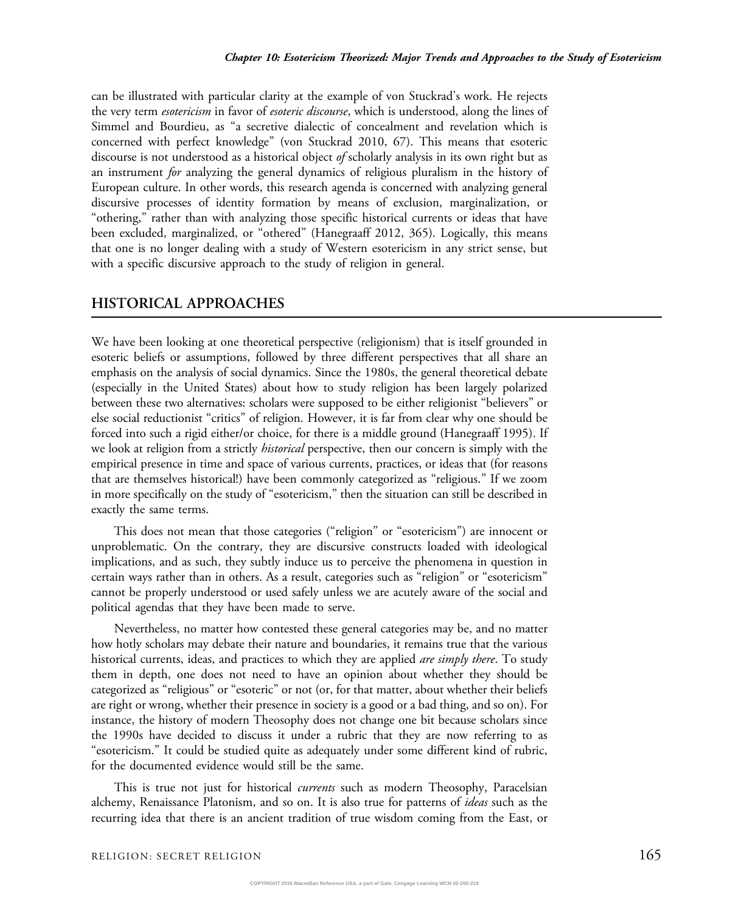can be illustrated with particular clarity at the example of von Stuckrad's work. He rejects the very term *esotericism* in favor of *esoteric discourse*, which is understood, along the lines of Simmel and Bourdieu, as "a secretive dialectic of concealment and revelation which is concerned with perfect knowledge" (von Stuckrad 2010, 67). This means that esoteric discourse is not understood as a historical object *of* scholarly analysis in its own right but as an instrument *for* analyzing the general dynamics of religious pluralism in the history of European culture. In other words, this research agenda is concerned with analyzing general discursive processes of identity formation by means of exclusion, marginalization, or "othering," rather than with analyzing those specific historical currents or ideas that have been excluded, marginalized, or "othered" (Hanegraaff 2012, 365). Logically, this means that one is no longer dealing with a study of Western esotericism in any strict sense, but with a specific discursive approach to the study of religion in general.

## HISTORICAL APPROACHES

We have been looking at one theoretical perspective (religionism) that is itself grounded in esoteric beliefs or assumptions, followed by three different perspectives that all share an emphasis on the analysis of social dynamics. Since the 1980s, the general theoretical debate (especially in the United States) about how to study religion has been largely polarized between these two alternatives: scholars were supposed to be either religionist "believers" or else social reductionist "critics" of religion. However, it is far from clear why one should be forced into such a rigid either/or choice, for there is a middle ground (Hanegraaff 1995). If we look at religion from a strictly *historical* perspective, then our concern is simply with the empirical presence in time and space of various currents, practices, or ideas that (for reasons that are themselves historical!) have been commonly categorized as "religious." If we zoom in more specifically on the study of "esotericism," then the situation can still be described in exactly the same terms.

This does not mean that those categories ("religion" or "esotericism") are innocent or unproblematic. On the contrary, they are discursive constructs loaded with ideological implications, and as such, they subtly induce us to perceive the phenomena in question in certain ways rather than in others. As a result, categories such as "religion" or "esotericism" cannot be properly understood or used safely unless we are acutely aware of the social and political agendas that they have been made to serve.

Nevertheless, no matter how contested these general categories may be, and no matter how hotly scholars may debate their nature and boundaries, it remains true that the various historical currents, ideas, and practices to which they are applied *are simply there*. To study them in depth, one does not need to have an opinion about whether they should be categorized as "religious" or "esoteric" or not (or, for that matter, about whether their beliefs are right or wrong, whether their presence in society is a good or a bad thing, and so on). For instance, the history of modern Theosophy does not change one bit because scholars since the 1990s have decided to discuss it under a rubric that they are now referring to as "esotericism." It could be studied quite as adequately under some different kind of rubric, for the documented evidence would still be the same.

This is true not just for historical *currents* such as modern Theosophy, Paracelsian alchemy, Renaissance Platonism, and so on. It is also true for patterns of *ideas* such as the recurring idea that there is an ancient tradition of true wisdom coming from the East, or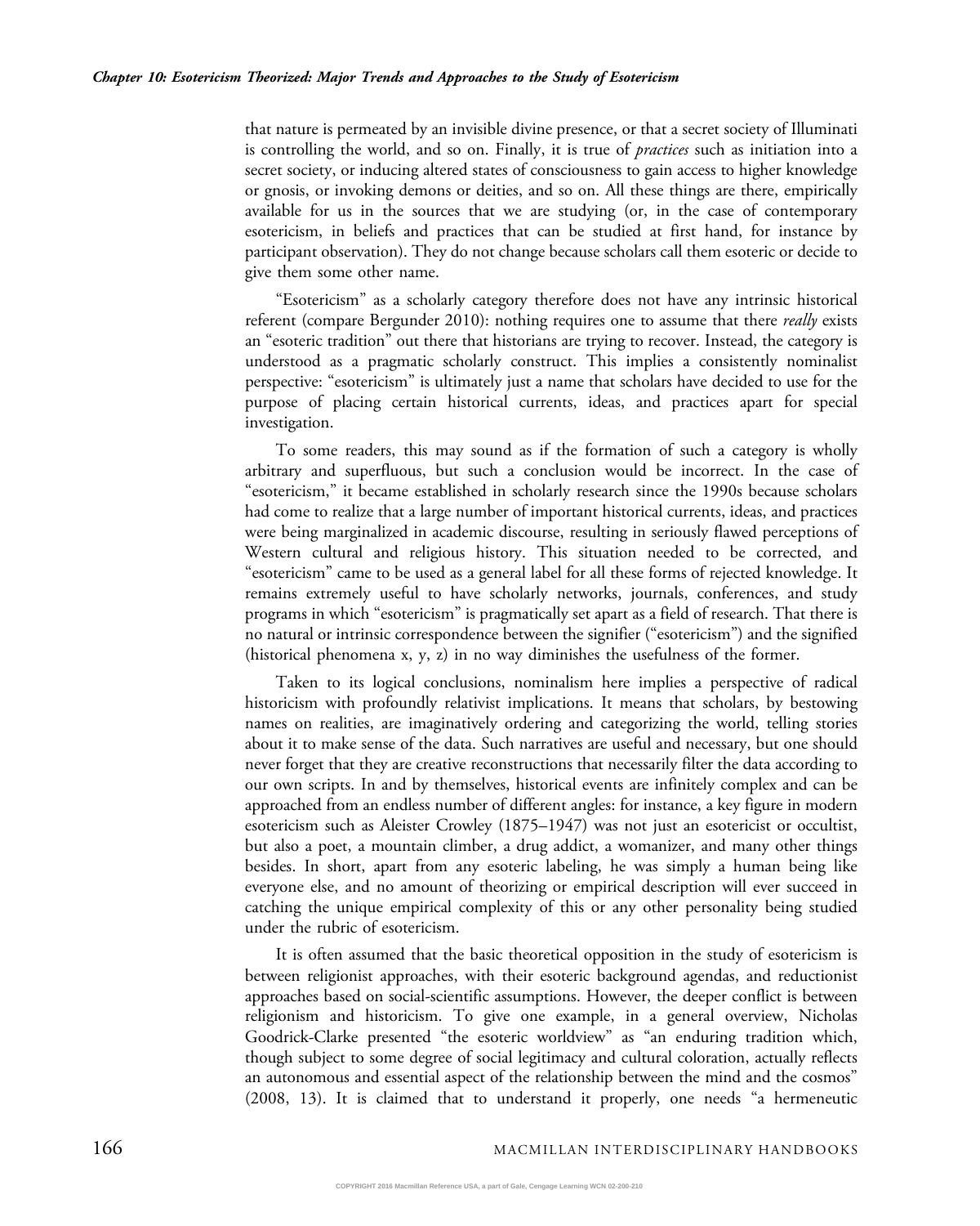that nature is permeated by an invisible divine presence, or that a secret society of Illuminati is controlling the world, and so on. Finally, it is true of *practices* such as initiation into a secret society, or inducing altered states of consciousness to gain access to higher knowledge or gnosis, or invoking demons or deities, and so on. All these things are there, empirically available for us in the sources that we are studying (or, in the case of contemporary esotericism, in beliefs and practices that can be studied at first hand, for instance by participant observation). They do not change because scholars call them esoteric or decide to give them some other name.

"Esotericism" as a scholarly category therefore does not have any intrinsic historical referent (compare Bergunder 2010): nothing requires one to assume that there *really* exists an "esoteric tradition" out there that historians are trying to recover. Instead, the category is understood as a pragmatic scholarly construct. This implies a consistently nominalist perspective: "esotericism" is ultimately just a name that scholars have decided to use for the purpose of placing certain historical currents, ideas, and practices apart for special investigation.

To some readers, this may sound as if the formation of such a category is wholly arbitrary and superfluous, but such a conclusion would be incorrect. In the case of "esotericism," it became established in scholarly research since the 1990s because scholars had come to realize that a large number of important historical currents, ideas, and practices were being marginalized in academic discourse, resulting in seriously flawed perceptions of Western cultural and religious history. This situation needed to be corrected, and "esotericism" came to be used as a general label for all these forms of rejected knowledge. It remains extremely useful to have scholarly networks, journals, conferences, and study programs in which "esotericism" is pragmatically set apart as a field of research. That there is no natural or intrinsic correspondence between the signifier ("esotericism") and the signified (historical phenomena x, y, z) in no way diminishes the usefulness of the former.

Taken to its logical conclusions, nominalism here implies a perspective of radical historicism with profoundly relativist implications. It means that scholars, by bestowing names on realities, are imaginatively ordering and categorizing the world, telling stories about it to make sense of the data. Such narratives are useful and necessary, but one should never forget that they are creative reconstructions that necessarily filter the data according to our own scripts. In and by themselves, historical events are infinitely complex and can be approached from an endless number of different angles: for instance, a key figure in modern esotericism such as Aleister Crowley (1875–1947) was not just an esotericist or occultist, but also a poet, a mountain climber, a drug addict, a womanizer, and many other things besides. In short, apart from any esoteric labeling, he was simply a human being like everyone else, and no amount of theorizing or empirical description will ever succeed in catching the unique empirical complexity of this or any other personality being studied under the rubric of esotericism.

It is often assumed that the basic theoretical opposition in the study of esotericism is between religionist approaches, with their esoteric background agendas, and reductionist approaches based on social-scientific assumptions. However, the deeper conflict is between religionism and historicism. To give one example, in a general overview, Nicholas Goodrick-Clarke presented "the esoteric worldview" as "an enduring tradition which, though subject to some degree of social legitimacy and cultural coloration, actually reflects an autonomous and essential aspect of the relationship between the mind and the cosmos" (2008, 13). It is claimed that to understand it properly, one needs "a hermeneutic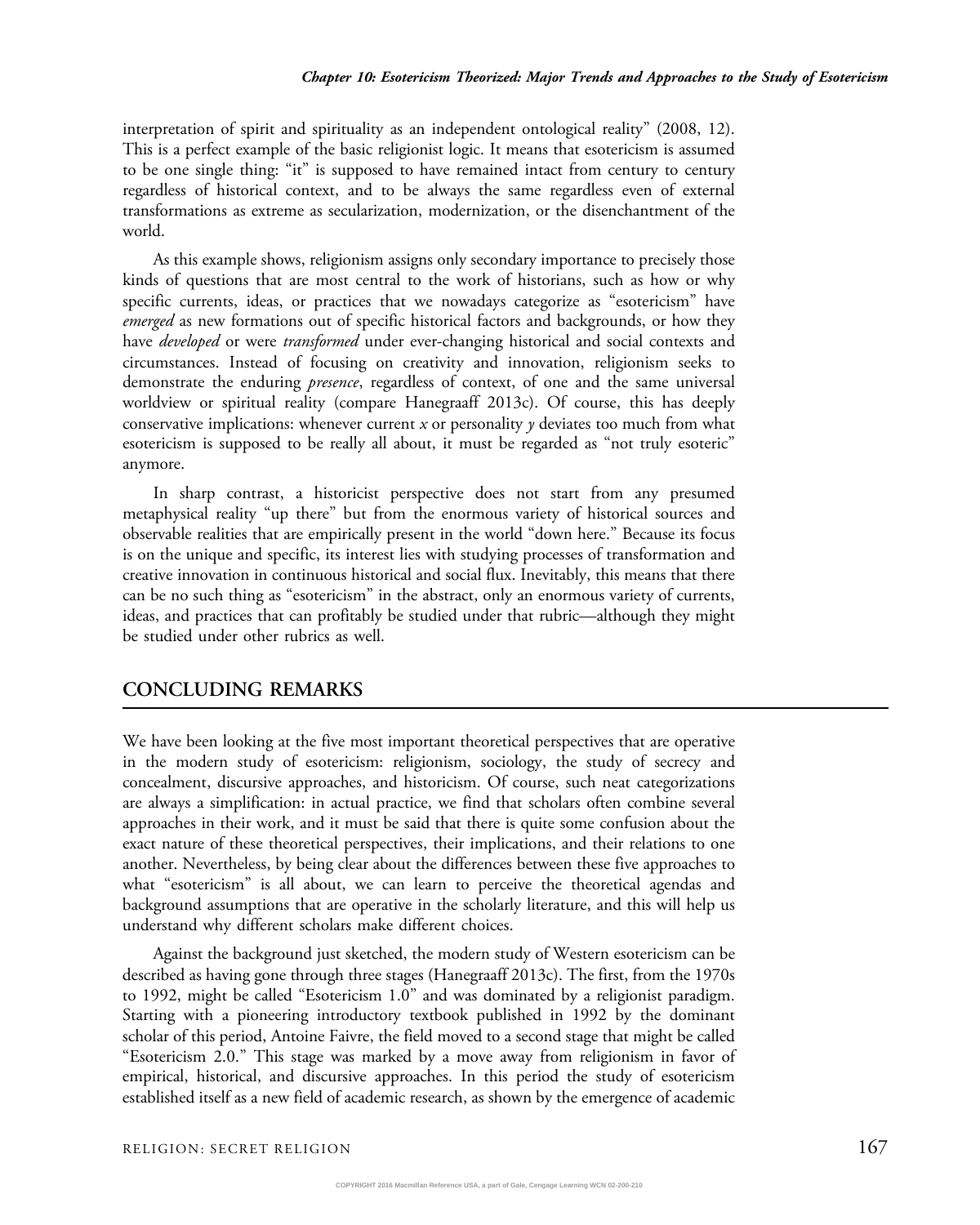interpretation of spirit and spirituality as an independent ontological reality" (2008, 12). This is a perfect example of the basic religionist logic. It means that esotericism is assumed to be one single thing: "it" is supposed to have remained intact from century to century regardless of historical context, and to be always the same regardless even of external transformations as extreme as secularization, modernization, or the disenchantment of the world.

As this example shows, religionism assigns only secondary importance to precisely those kinds of questions that are most central to the work of historians, such as how or why specific currents, ideas, or practices that we nowadays categorize as "esotericism" have *emerged* as new formations out of specific historical factors and backgrounds, or how they have *developed* or were *transformed* under ever-changing historical and social contexts and circumstances. Instead of focusing on creativity and innovation, religionism seeks to demonstrate the enduring *presence*, regardless of context, of one and the same universal worldview or spiritual reality (compare Hanegraaff 2013c). Of course, this has deeply conservative implications: whenever current *x* or personality *y* deviates too much from what esotericism is supposed to be really all about, it must be regarded as "not truly esoteric" anymore.

In sharp contrast, a historicist perspective does not start from any presumed metaphysical reality "up there" but from the enormous variety of historical sources and observable realities that are empirically present in the world "down here." Because its focus is on the unique and specific, its interest lies with studying processes of transformation and creative innovation in continuous historical and social flux. Inevitably, this means that there can be no such thing as "esotericism" in the abstract, only an enormous variety of currents, ideas, and practices that can profitably be studied under that rubric—although they might be studied under other rubrics as well.

## CONCLUDING REMARKS

We have been looking at the five most important theoretical perspectives that are operative in the modern study of esotericism: religionism, sociology, the study of secrecy and concealment, discursive approaches, and historicism. Of course, such neat categorizations are always a simplification: in actual practice, we find that scholars often combine several approaches in their work, and it must be said that there is quite some confusion about the exact nature of these theoretical perspectives, their implications, and their relations to one another. Nevertheless, by being clear about the differences between these five approaches to what "esotericism" is all about, we can learn to perceive the theoretical agendas and background assumptions that are operative in the scholarly literature, and this will help us understand why different scholars make different choices.

Against the background just sketched, the modern study of Western esotericism can be described as having gone through three stages (Hanegraaff 2013c). The first, from the 1970s to 1992, might be called "Esotericism 1.0" and was dominated by a religionist paradigm. Starting with a pioneering introductory textbook published in 1992 by the dominant scholar of this period, Antoine Faivre, the field moved to a second stage that might be called "Esotericism 2.0." This stage was marked by a move away from religionism in favor of empirical, historical, and discursive approaches. In this period the study of esotericism established itself as a new field of academic research, as shown by the emergence of academic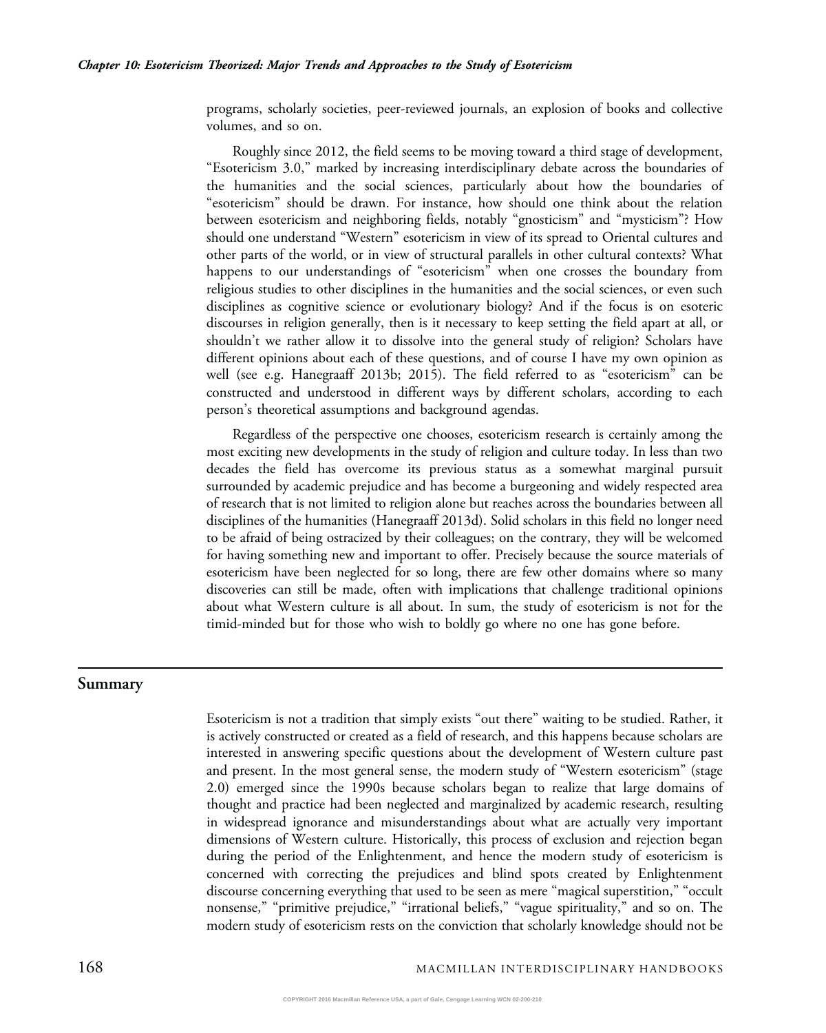programs, scholarly societies, peer-reviewed journals, an explosion of books and collective volumes, and so on.

Roughly since 2012, the field seems to be moving toward a third stage of development, "Esotericism 3.0," marked by increasing interdisciplinary debate across the boundaries of the humanities and the social sciences, particularly about how the boundaries of "esotericism" should be drawn. For instance, how should one think about the relation between esotericism and neighboring fields, notably "gnosticism" and "mysticism"? How should one understand "Western" esotericism in view of its spread to Oriental cultures and other parts of the world, or in view of structural parallels in other cultural contexts? What happens to our understandings of "esotericism" when one crosses the boundary from religious studies to other disciplines in the humanities and the social sciences, or even such disciplines as cognitive science or evolutionary biology? And if the focus is on esoteric discourses in religion generally, then is it necessary to keep setting the field apart at all, or shouldn't we rather allow it to dissolve into the general study of religion? Scholars have different opinions about each of these questions, and of course I have my own opinion as well (see e.g. Hanegraaff 2013b; 2015). The field referred to as "esotericism" can be constructed and understood in different ways by different scholars, according to each person's theoretical assumptions and background agendas.

Regardless of the perspective one chooses, esotericism research is certainly among the most exciting new developments in the study of religion and culture today. In less than two decades the field has overcome its previous status as a somewhat marginal pursuit surrounded by academic prejudice and has become a burgeoning and widely respected area of research that is not limited to religion alone but reaches across the boundaries between all disciplines of the humanities (Hanegraaff 2013d). Solid scholars in this field no longer need to be afraid of being ostracized by their colleagues; on the contrary, they will be welcomed for having something new and important to offer. Precisely because the source materials of esotericism have been neglected for so long, there are few other domains where so many discoveries can still be made, often with implications that challenge traditional opinions about what Western culture is all about. In sum, the study of esotericism is not for the timid-minded but for those who wish to boldly go where no one has gone before.

## Summary

Esotericism is not a tradition that simply exists "out there" waiting to be studied. Rather, it is actively constructed or created as a field of research, and this happens because scholars are interested in answering specific questions about the development of Western culture past and present. In the most general sense, the modern study of "Western esotericism" (stage 2.0) emerged since the 1990s because scholars began to realize that large domains of thought and practice had been neglected and marginalized by academic research, resulting in widespread ignorance and misunderstandings about what are actually very important dimensions of Western culture. Historically, this process of exclusion and rejection began during the period of the Enlightenment, and hence the modern study of esotericism is concerned with correcting the prejudices and blind spots created by Enlightenment discourse concerning everything that used to be seen as mere "magical superstition," "occult nonsense," "primitive prejudice," "irrational beliefs," "vague spirituality," and so on. The modern study of esotericism rests on the conviction that scholarly knowledge should not be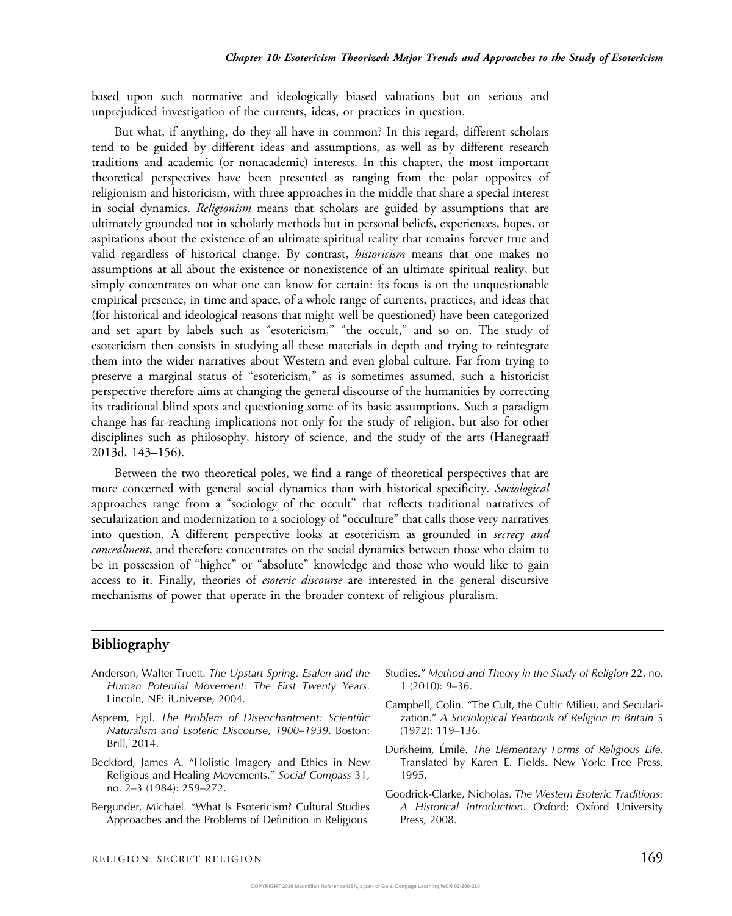based upon such normative and ideologically biased valuations but on serious and unprejudiced investigation of the currents, ideas, or practices in question.

But what, if anything, do they all have in common? In this regard, different scholars tend to be guided by different ideas and assumptions, as well as by different research traditions and academic (or nonacademic) interests. In this chapter, the most important theoretical perspectives have been presented as ranging from the polar opposites of religionism and historicism, with three approaches in the middle that share a special interest in social dynamics. *Religionism* means that scholars are guided by assumptions that are ultimately grounded not in scholarly methods but in personal beliefs, experiences, hopes, or aspirations about the existence of an ultimate spiritual reality that remains forever true and valid regardless of historical change. By contrast, *historicism* means that one makes no assumptions at all about the existence or nonexistence of an ultimate spiritual reality, but simply concentrates on what one can know for certain: its focus is on the unquestionable empirical presence, in time and space, of a whole range of currents, practices, and ideas that (for historical and ideological reasons that might well be questioned) have been categorized and set apart by labels such as "esotericism," "the occult," and so on. The study of esotericism then consists in studying all these materials in depth and trying to reintegrate them into the wider narratives about Western and even global culture. Far from trying to preserve a marginal status of "esotericism," as is sometimes assumed, such a historicist perspective therefore aims at changing the general discourse of the humanities by correcting its traditional blind spots and questioning some of its basic assumptions. Such a paradigm change has far-reaching implications not only for the study of religion, but also for other disciplines such as philosophy, history of science, and the study of the arts (Hanegraaff 2013d, 143–156).

Between the two theoretical poles, we find a range of theoretical perspectives that are more concerned with general social dynamics than with historical specificity. *Sociological* approaches range from a "sociology of the occult" that reflects traditional narratives of secularization and modernization to a sociology of "occulture" that calls those very narratives into question. A different perspective looks at esotericism as grounded in *secrecy and concealment*, and therefore concentrates on the social dynamics between those who claim to be in possession of "higher" or "absolute" knowledge and those who would like to gain access to it. Finally, theories of *esoteric discourse* are interested in the general discursive mechanisms of power that operate in the broader context of religious pluralism.

## Bibliography

Anderson, Walter Truett. *The Upstart Spring: Esalen and the Human Potential Movement: The First Twenty Years*. Lincoln, NE: iUniverse, 2004.

Asprem, Egil. *The Problem of Disenchantment: Scientific Naturalism and Esoteric Discourse, 1900–1939*. Boston: Brill, 2014.

Beckford, James A. "Holistic Imagery and Ethics in New Religious and Healing Movements." *Social Compass* 31, no. 2–3 (1984): 259–272.

Bergunder, Michael. "What Is Esotericism? Cultural Studies Approaches and the Problems of Definition in Religious Studies." *Method and Theory in the Study of Religion* 22, no. 1 (2010): 9–36.

Campbell, Colin. "The Cult, the Cultic Milieu, and Secularization." *A Sociological Yearbook of Religion in Britain* 5 (1972): 119–136.

Durkheim, Émile. *The Elementary Forms of Religious Life*. Translated by Karen E. Fields. New York: Free Press, 1995.

Goodrick-Clarke, Nicholas. *The Western Esoteric Traditions: A Historical Introduction*. Oxford: Oxford University Press, 2008.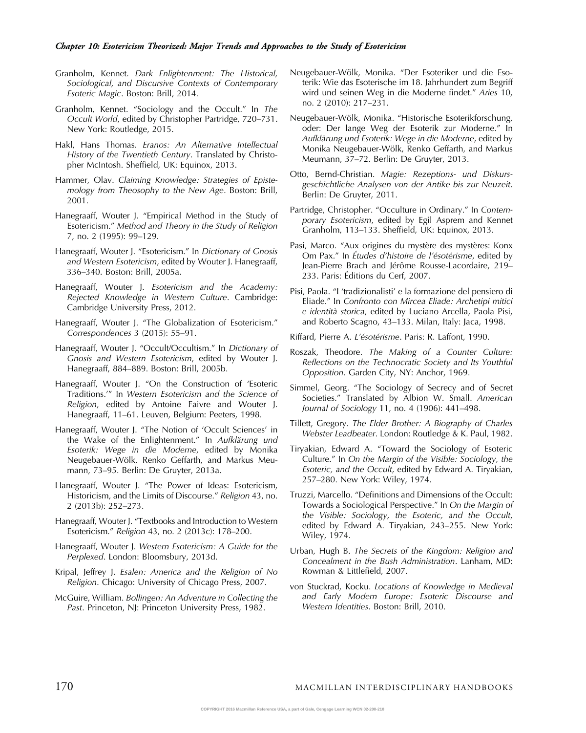Granholm, Kennet. *Dark Enlightenment: The Historical, Sociological, and Discursive Contexts of Contemporary Esoteric Magic*. Boston: Brill, 2014.

Granholm, Kennet. "Sociology and the Occult." In *The Occult World*, edited by Christopher Partridge, 720–731. New York: Routledge, 2015.

Hakl, Hans Thomas. *Eranos: An Alternative Intellectual History of the Twentieth Century*. Translated by Christopher McIntosh. Sheffield, UK: Equinox, 2013.

Hammer, Olav. *Claiming Knowledge: Strategies of Epistemology from Theosophy to the New Age*. Boston: Brill, 2001.

Hanegraaff, Wouter J. "Empirical Method in the Study of Esotericism." *Method and Theory in the Study of Religion* 7, no. 2 (1995): 99–129.

Hanegraaff, Wouter J. "Esotericism." In *Dictionary of Gnosis and Western Esotericism*, edited by Wouter J. Hanegraaff, 336–340. Boston: Brill, 2005a.

Hanegraaff, Wouter J. *Esotericism and the Academy: Rejected Knowledge in Western Culture*. Cambridge: Cambridge University Press, 2012.

Hanegraaff, Wouter J. "The Globalization of Esotericism." *Correspondences* 3 (2015): 55–91.

Hanegraaff, Wouter J. "Occult/Occultism." In *Dictionary of Gnosis and Western Esotericism*, edited by Wouter J. Hanegraaff, 884–889. Boston: Brill, 2005b.

Hanegraaff, Wouter J. "On the Construction of 'Esoteric Traditions.'" In *Western Esotericism and the Science of Religion*, edited by Antoine Faivre and Wouter J. Hanegraaff, 11–61. Leuven, Belgium: Peeters, 1998.

Hanegraaff, Wouter J. "The Notion of 'Occult Sciences' in the Wake of the Enlightenment." In *Aufklärung und Esoterik: Wege in die Moderne*, edited by Monika Neugebauer-Wölk, Renko Geffarth, and Markus Meumann, 73–95. Berlin: De Gruyter, 2013a.

Hanegraaff, Wouter J. "The Power of Ideas: Esotericism, Historicism, and the Limits of Discourse." *Religion* 43, no. 2 (2013b): 252–273.

Hanegraaff, Wouter J. "Textbooks and Introduction to Western Esotericism." *Religion* 43, no. 2 (2013c): 178–200.

Hanegraaff, Wouter J. *Western Esotericism: A Guide for the Perplexed*. London: Bloomsbury, 2013d.

Kripal, Jeffrey J. *Esalen: America and the Religion of No Religion*. Chicago: University of Chicago Press, 2007.

McGuire, William. *Bollingen: An Adventure in Collecting the Past*. Princeton, NJ: Princeton University Press, 1982.

Neugebauer-Wölk, Monika. "Der Esoteriker und die Esoterik: Wie das Esoterische im 18. Jahrhundert zum Begriff wird und seinen Weg in die Moderne findet." *Aries* 10, no. 2 (2010): 217–231.

Neugebauer-Wölk, Monika. "Historische Esoterikforschung, oder: Der lange Weg der Esoterik zur Moderne." In *Aufklärung und Esoterik: Wege in die Moderne*, edited by Monika Neugebauer-Wölk, Renko Geffarth, and Markus Meumann, 37–72. Berlin: De Gruyter, 2013.

Otto, Bernd-Christian. *Magie: Rezeptions- und Diskursgeschichtliche Analysen von der Antike bis zur Neuzeit*. Berlin: De Gruyter, 2011.

Partridge, Christopher. "Occulture in Ordinary." In *Contemporary Esotericism*, edited by Egil Asprem and Kennet Granholm, 113–133. Sheffield, UK: Equinox, 2013.

Pasi, Marco. "Aux origines du mystère des mystères: Konx Om Pax." In *Études d'histoire de l'ésotérisme*, edited by Jean-Pierre Brach and Jérôme Rousse-Lacordaire, 219–233. Paris: Éditions du Cerf, 2007.

Pisi, Paola. "I 'tradizionalisti' e la formazione del pensiero di Eliade." In *Confronto con Mircea Eliade: Archetipi mitici e identità storica*, edited by Luciano Arcella, Paola Pisi, and Roberto Scagno, 43–133. Milan, Italy: Jaca, 1998.

Riffard, Pierre A. *L'ésotérisme*. Paris: R. Laffont, 1990.

Roszak, Theodore. *The Making of a Counter Culture: Reflections on the Technocratic Society and Its Youthful Opposition*. Garden City, NY: Anchor, 1969.

Simmel, Georg. "The Sociology of Secrecy and of Secret Societies." Translated by Albion W. Small. *American Journal of Sociology* 11, no. 4 (1906): 441–498.

Tillett, Gregory. *The Elder Brother: A Biography of Charles Webster Leadbeater*. London: Routledge & K. Paul, 1982.

Tiryakian, Edward A. "Toward the Sociology of Esoteric Culture." In *On the Margin of the Visible: Sociology, the Esoteric, and the Occult*, edited by Edward A. Tiryakian, 257–280. New York: Wiley, 1974.

Truzzi, Marcello. "Definitions and Dimensions of the Occult: Towards a Sociological Perspective." In *On the Margin of the Visible: Sociology, the Esoteric, and the Occult*, edited by Edward A. Tiryakian, 243–255. New York: Wiley, 1974.

Urban, Hugh B. *The Secrets of the Kingdom: Religion and Concealment in the Bush Administration*. Lanham, MD: Rowman & Littlefield, 2007.

von Stuckrad, Kocku. *Locations of Knowledge in Medieval and Early Modern Europe: Esoteric Discourse and Western Identities*. Boston: Brill, 2010.